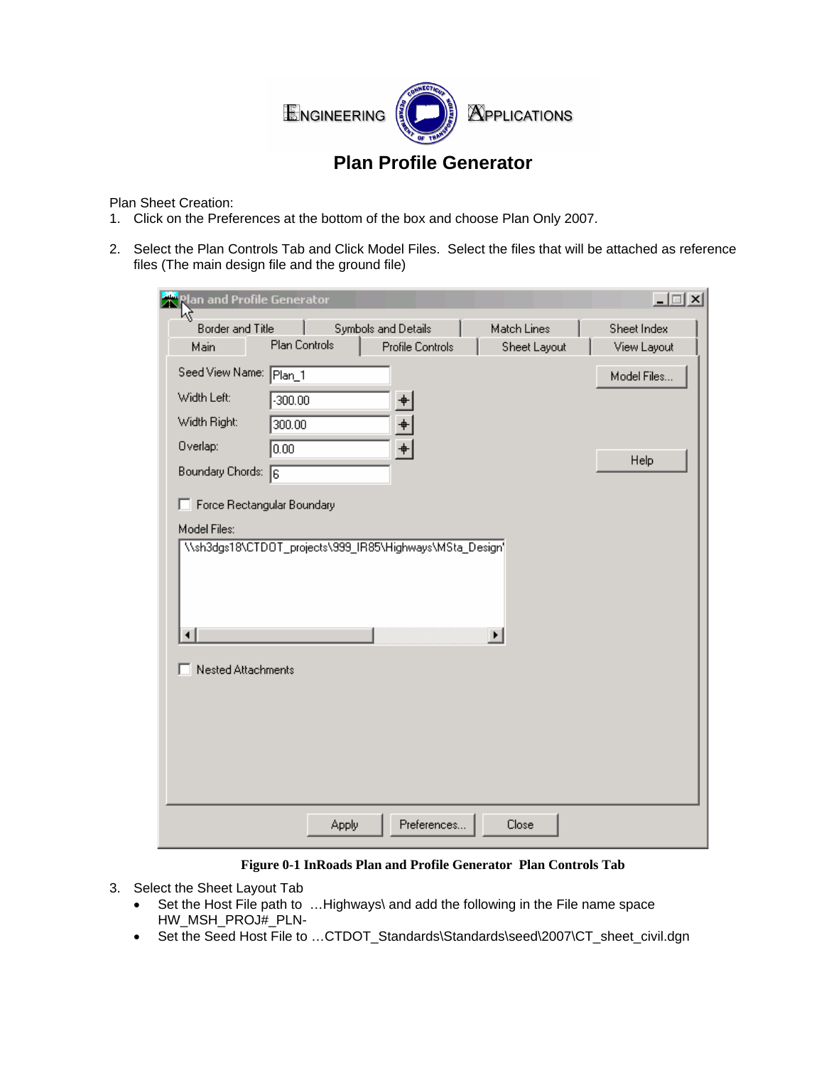ENGINEERING APPLICATIONS

# Plan Profile Generator

Plan Sheet Creation:

1. Click on the Preferences at the bottom of the box and choose Plan Only 2007.

2. Select the Plan Controls Tab and Click Model Files. Select the files that will be attached as reference files (The main design file and the ground file)

**Figure 0-1 InRoads Plan and Profile Generator Plan Controls Tab**

3. Select the Sheet Layout Tab
   - Set the Host File path to …Highways\ and add the following in the File name space HW_MSH_PROJ#_PLN-
   - Set the Seed Host File to …CTDOT_Standards\Standards\seed\2007\CT_sheet_civil.dgn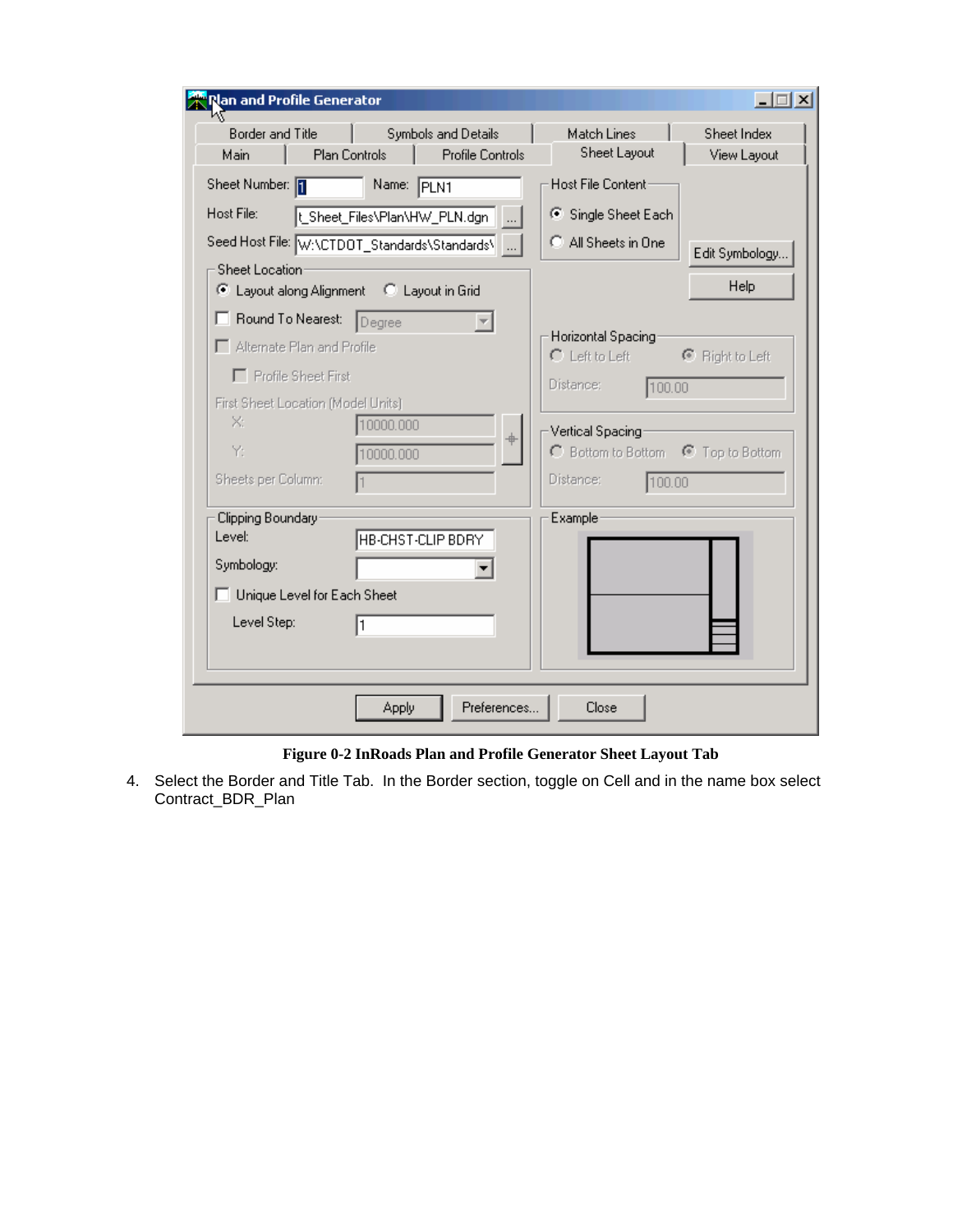**Figure 0-2 InRoads Plan and Profile Generator Sheet Layout Tab**

4. Select the Border and Title Tab. In the Border section, toggle on Cell and in the name box select Contract_BDR_Plan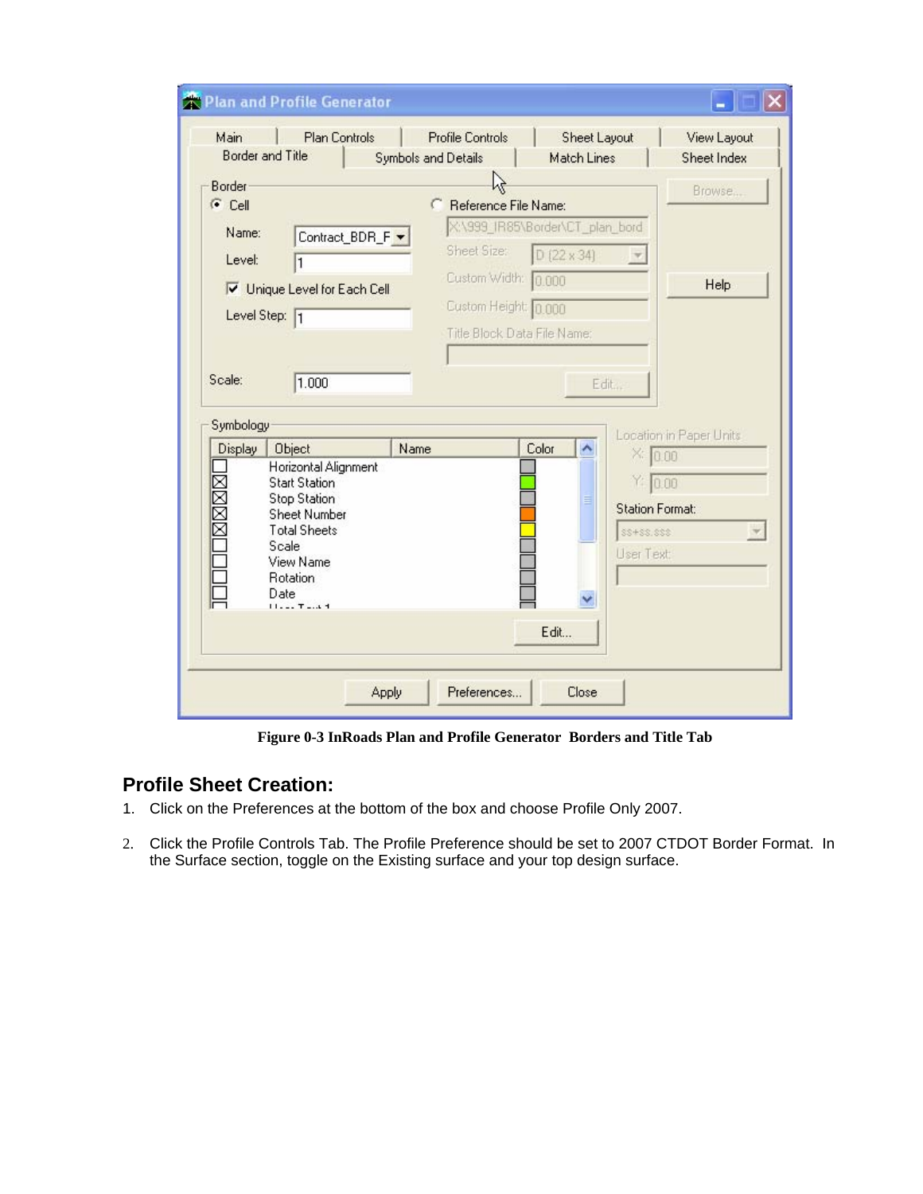Figure 0-3 InRoads Plan and Profile Generator  Borders and Title Tab

## Profile Sheet Creation:

1. Click on the Preferences at the bottom of the box and choose Profile Only 2007.

2. Click the Profile Controls Tab. The Profile Preference should be set to 2007 CTDOT Border Format.  In the Surface section, toggle on the Existing surface and your top design surface.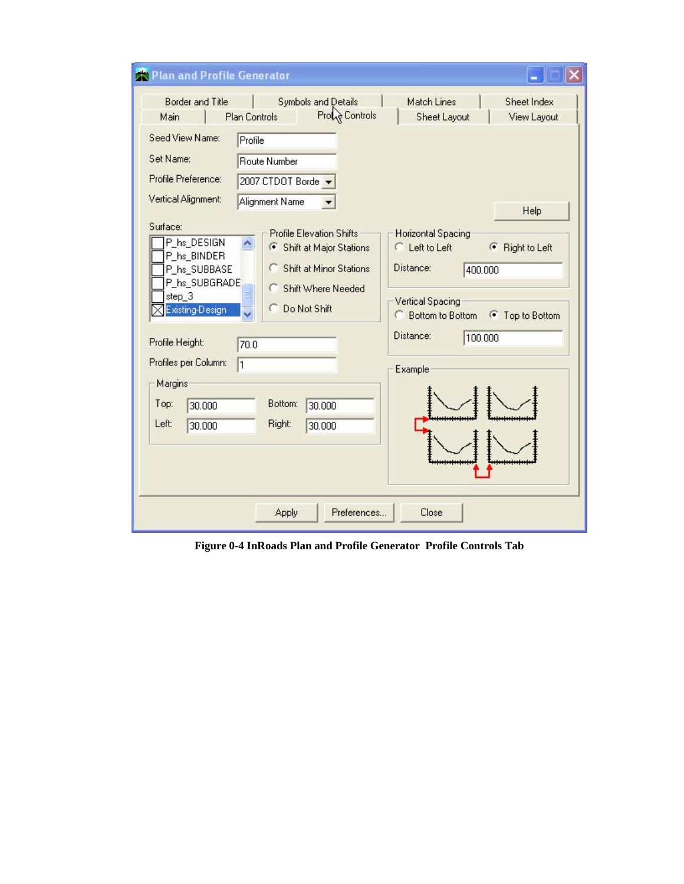**Figure 0-4 InRoads Plan and Profile Generator Profile Controls Tab**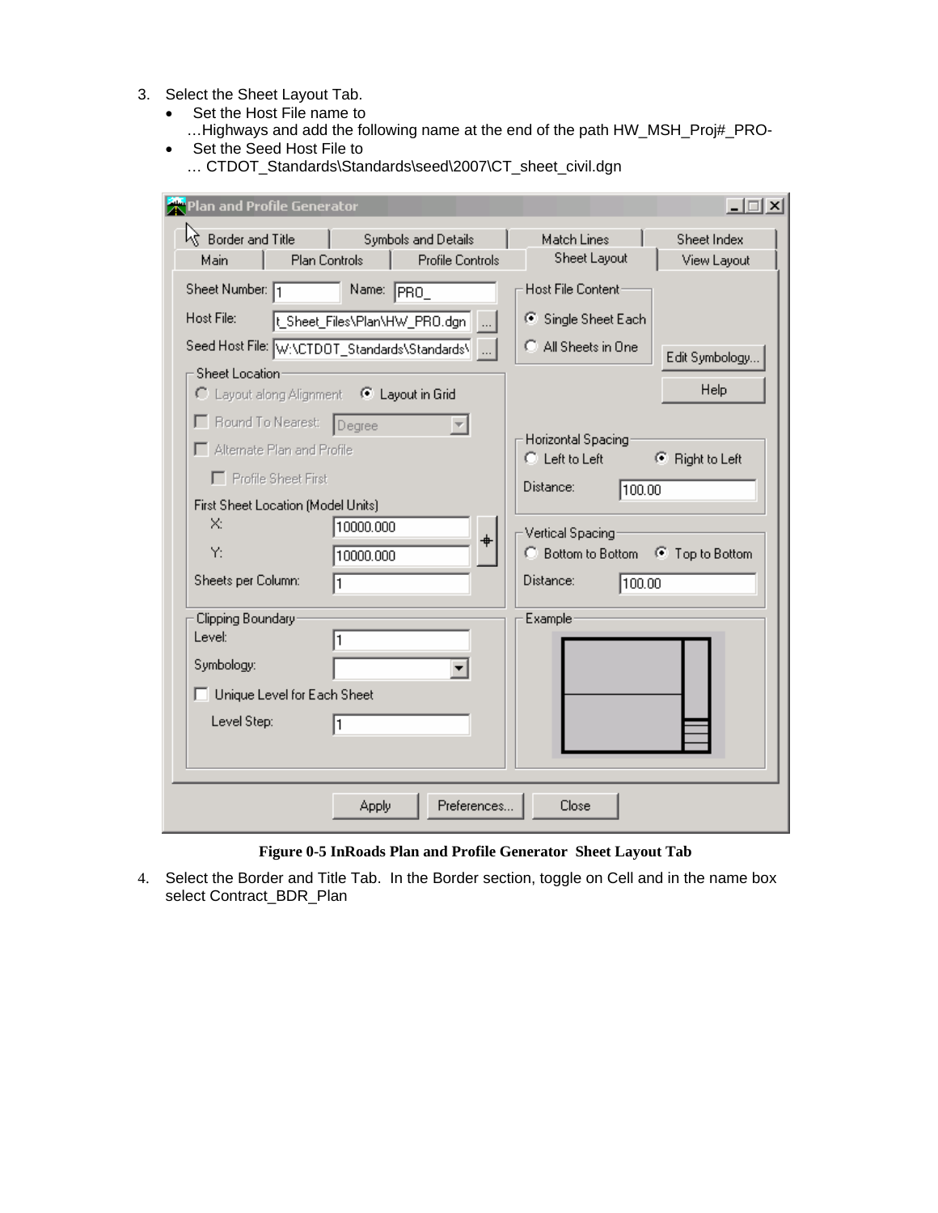3. Select the Sheet Layout Tab.
   - Set the Host File name to …Highways and add the following name at the end of the path HW_MSH_Proj#_PRO-
   - Set the Seed Host File to … CTDOT_Standards\Standards\seed\2007\CT_sheet_civil.dgn

**Figure 0-5 InRoads Plan and Profile Generator Sheet Layout Tab**

4. Select the Border and Title Tab. In the Border section, toggle on Cell and in the name box select Contract_BDR_Plan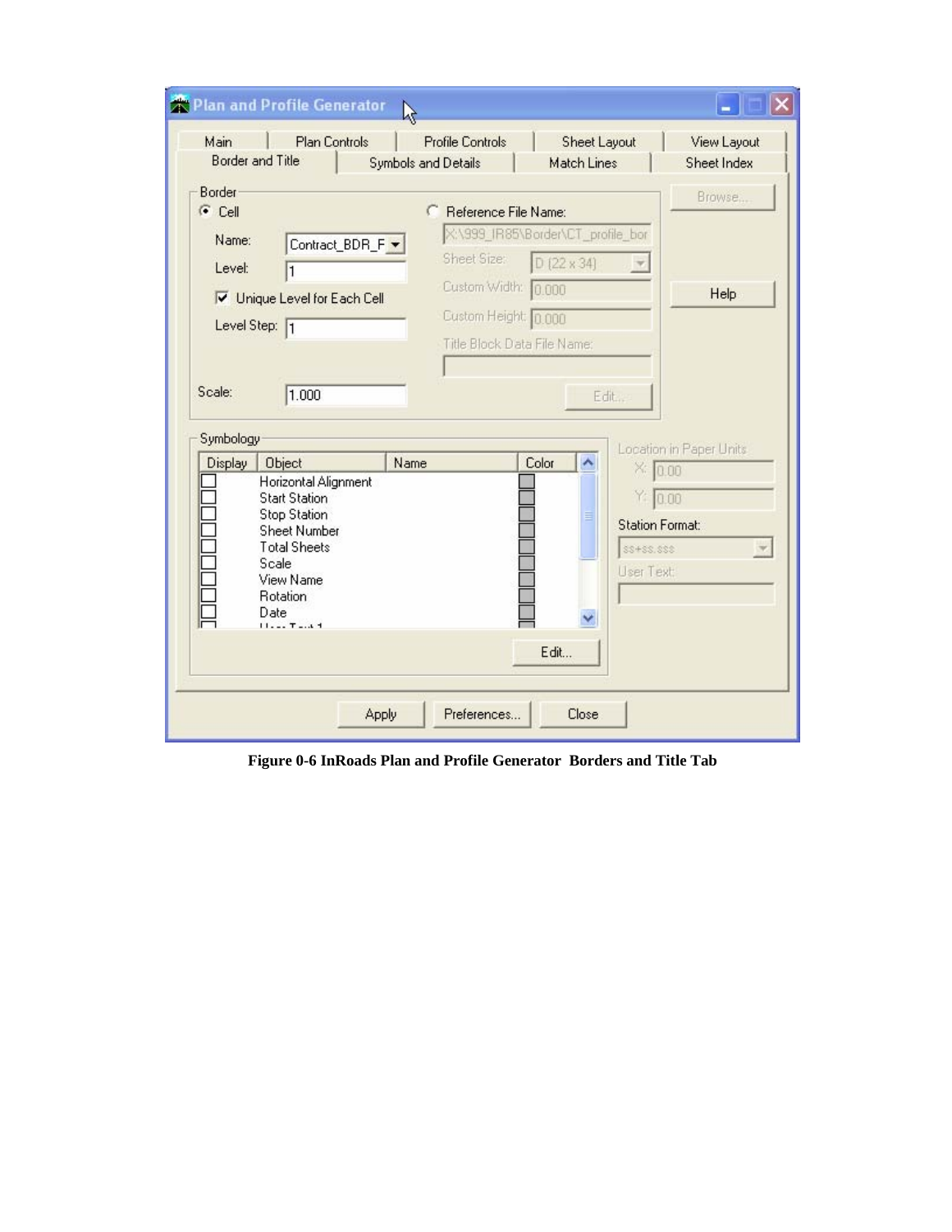**Figure 0-6 InRoads Plan and Profile Generator Borders and Title Tab**